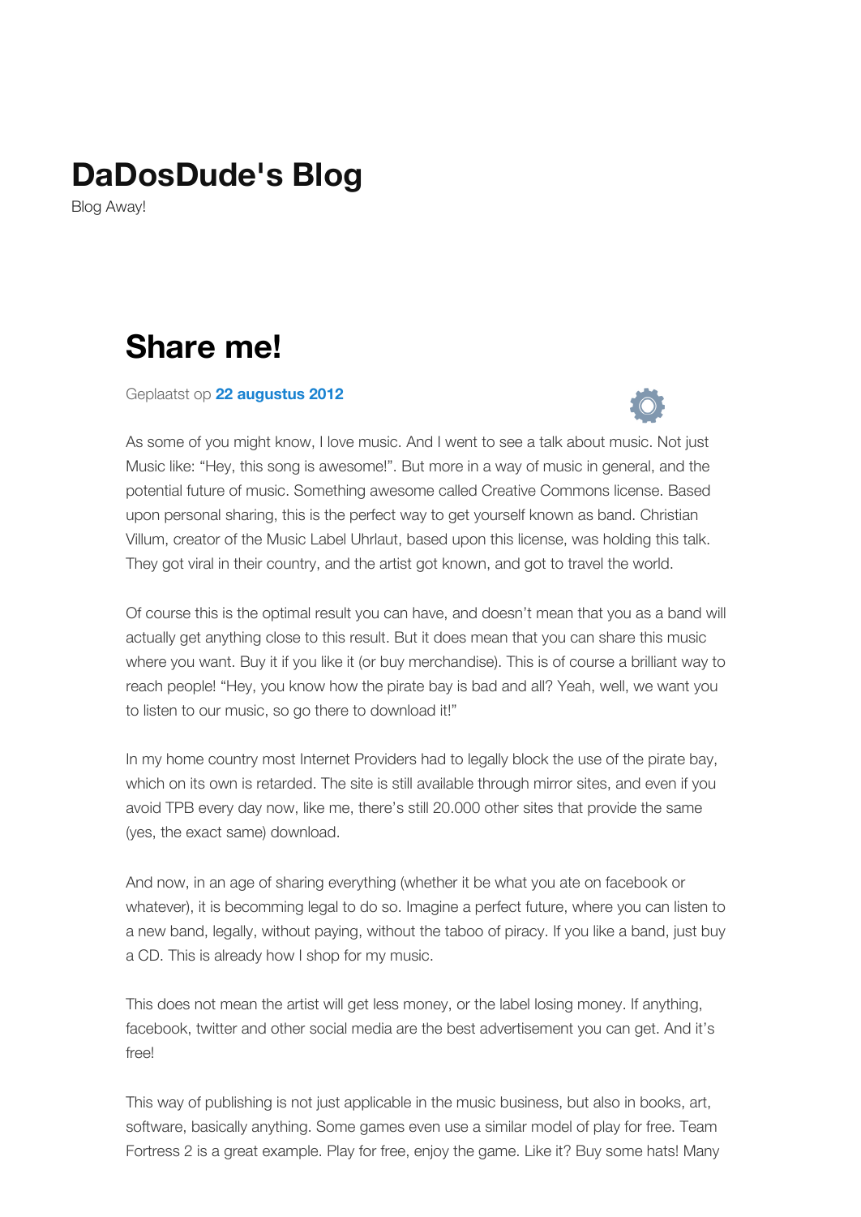# DaDosDude's Blog

Blog Away!

## Share me!

Geplaatst op **22 augustus 2012**

As some of you might know, I love music. And I went to see a talk about music. Not just Music like: "Hey, this song is awesome!". But more in a way of music in general, and the potential future of music. Something awesome called Creative Commons license. Based upon personal sharing, this is the perfect way to get yourself known as band. Christian Villum, creator of the Music Label Uhrlaut, based upon this license, was holding this talk. They got viral in their country, and the artist got known, and got to travel the world.

Of course this is the optimal result you can have, and doesn't mean that you as a band will actually get anything close to this result. But it does mean that you can share this music where you want. Buy it if you like it (or buy merchandise). This is of course a brilliant way to reach people! "Hey, you know how the pirate bay is bad and all? Yeah, well, we want you to listen to our music, so go there to download it!"

In my home country most Internet Providers had to legally block the use of the pirate bay, which on its own is retarded. The site is still available through mirror sites, and even if you avoid TPB every day now, like me, there's still 20.000 other sites that provide the same (yes, the exact same) download.

And now, in an age of sharing everything (whether it be what you ate on facebook or whatever), it is becomming legal to do so. Imagine a perfect future, where you can listen to a new band, legally, without paying, without the taboo of piracy. If you like a band, just buy a CD. This is already how I shop for my music.

This does not mean the artist will get less money, or the label losing money. If anything, facebook, twitter and other social media are the best advertisement you can get. And it's free!

This way of publishing is not just applicable in the music business, but also in books, art, software, basically anything. Some games even use a similar model of play for free. Team Fortress 2 is a great example. Play for free, enjoy the game. Like it? Buy some hats! Many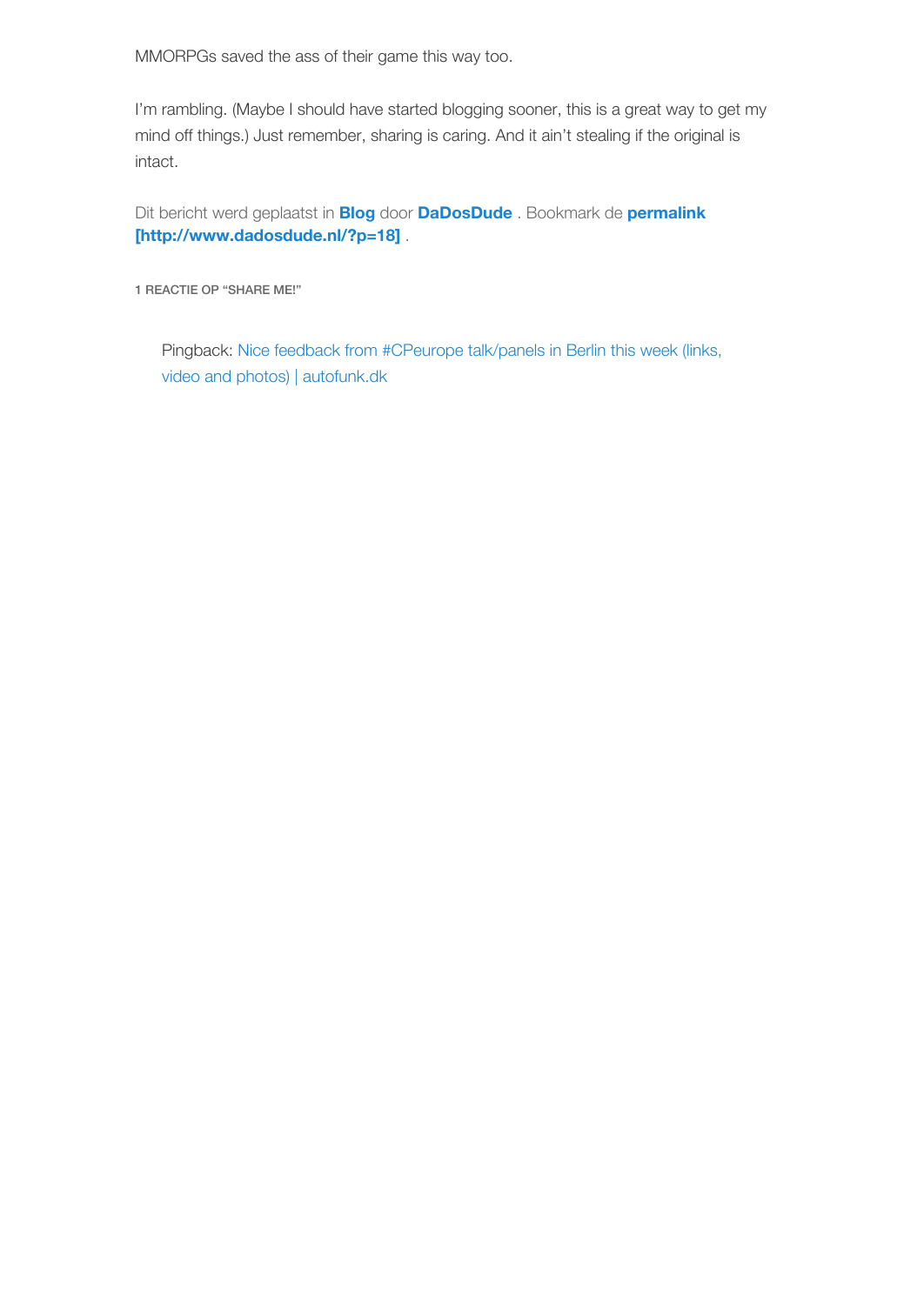MMORPGs saved the ass of their game this way too.

I'm rambling. (Maybe I should have started blogging sooner, this is a great way to get my mind off things.) Just remember, sharing is caring. And it ain't stealing if the original is intact.

Dit bericht werd geplaatst in **Blog** door **DaDosDude** . Bookmark de **permalink [http://www.dadosdude.nl/?p=18]** .

1 REACTIE OP "SHARE ME!"

Pingback: Nice feedback from #CPeurope talk/panels in Berlin this week (links, video and photos) | autofunk.dk